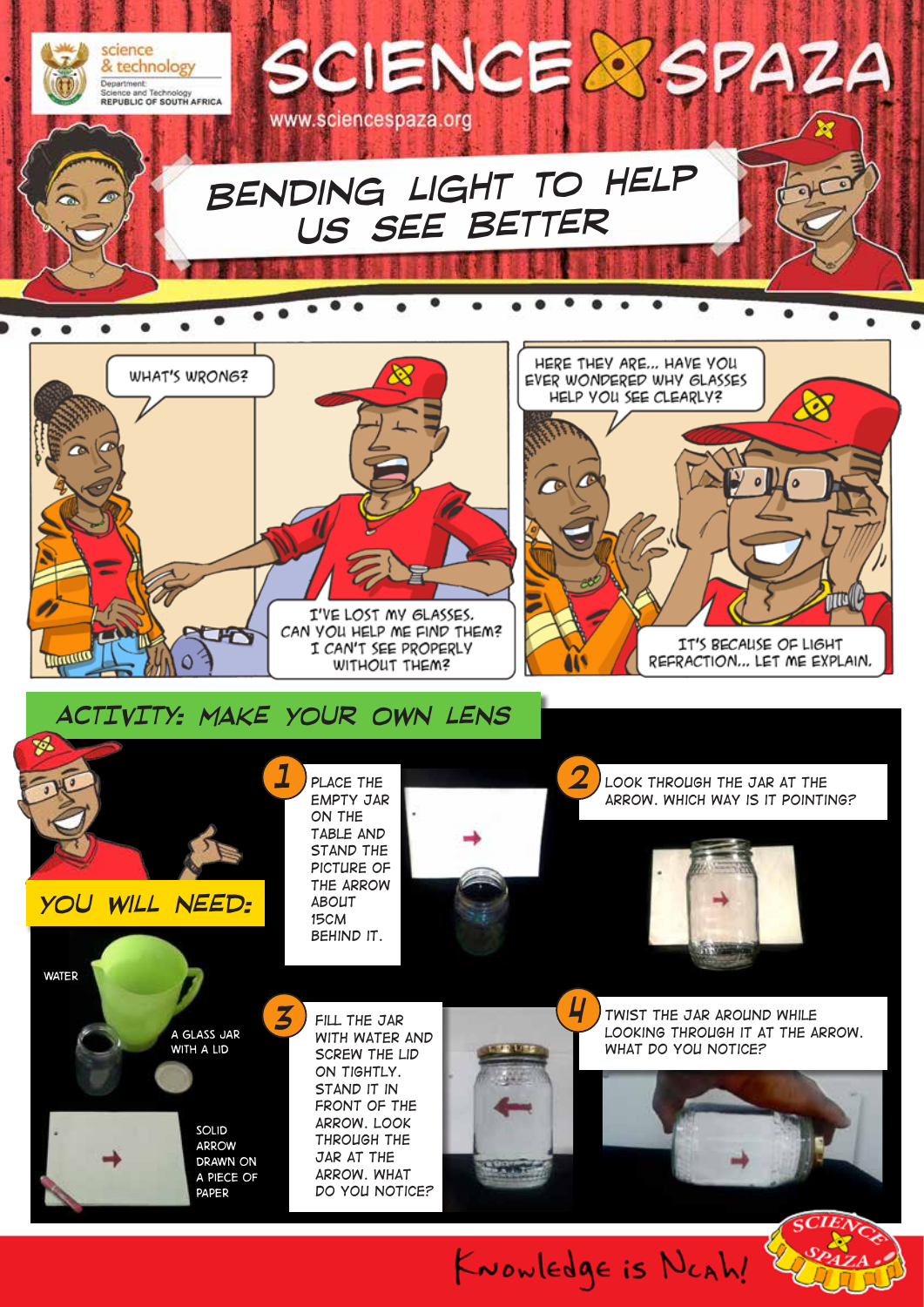science & technology
Department: Science and Technology
REPUBLIC OF SOUTH AFRICA

# SCIENCE SPAZA

www.sciencespaza.org

## BENDING LIGHT TO HELP US SEE BETTER

WHAT'S WRONG?

I'VE LOST MY GLASSES. CAN YOU HELP ME FIND THEM? I CAN'T SEE PROPERLY WITHOUT THEM?

HERE THEY ARE... HAVE YOU EVER WONDERED WHY GLASSES HELP YOU SEE CLEARLY?

IT'S BECAUSE OF LIGHT REFRACTION... LET ME EXPLAIN.

## ACTIVITY: MAKE YOUR OWN LENS

### YOU WILL NEED:

- WATER
- A GLASS JAR WITH A LID
- SOLID ARROW DRAWN ON A PIECE OF PAPER

**1** PLACE THE EMPTY JAR ON THE TABLE AND STAND THE PICTURE OF THE ARROW ABOUT 15CM BEHIND IT.

**2** LOOK THROUGH THE JAR AT THE ARROW. WHICH WAY IS IT POINTING?

**3** FILL THE JAR WITH WATER AND SCREW THE LID ON TIGHTLY. STAND IT IN FRONT OF THE ARROW. LOOK THROUGH THE JAR AT THE ARROW. WHAT DO YOU NOTICE?

**4** TWIST THE JAR AROUND WHILE LOOKING THROUGH IT AT THE ARROW. WHAT DO YOU NOTICE?

Knowledge is Ncah!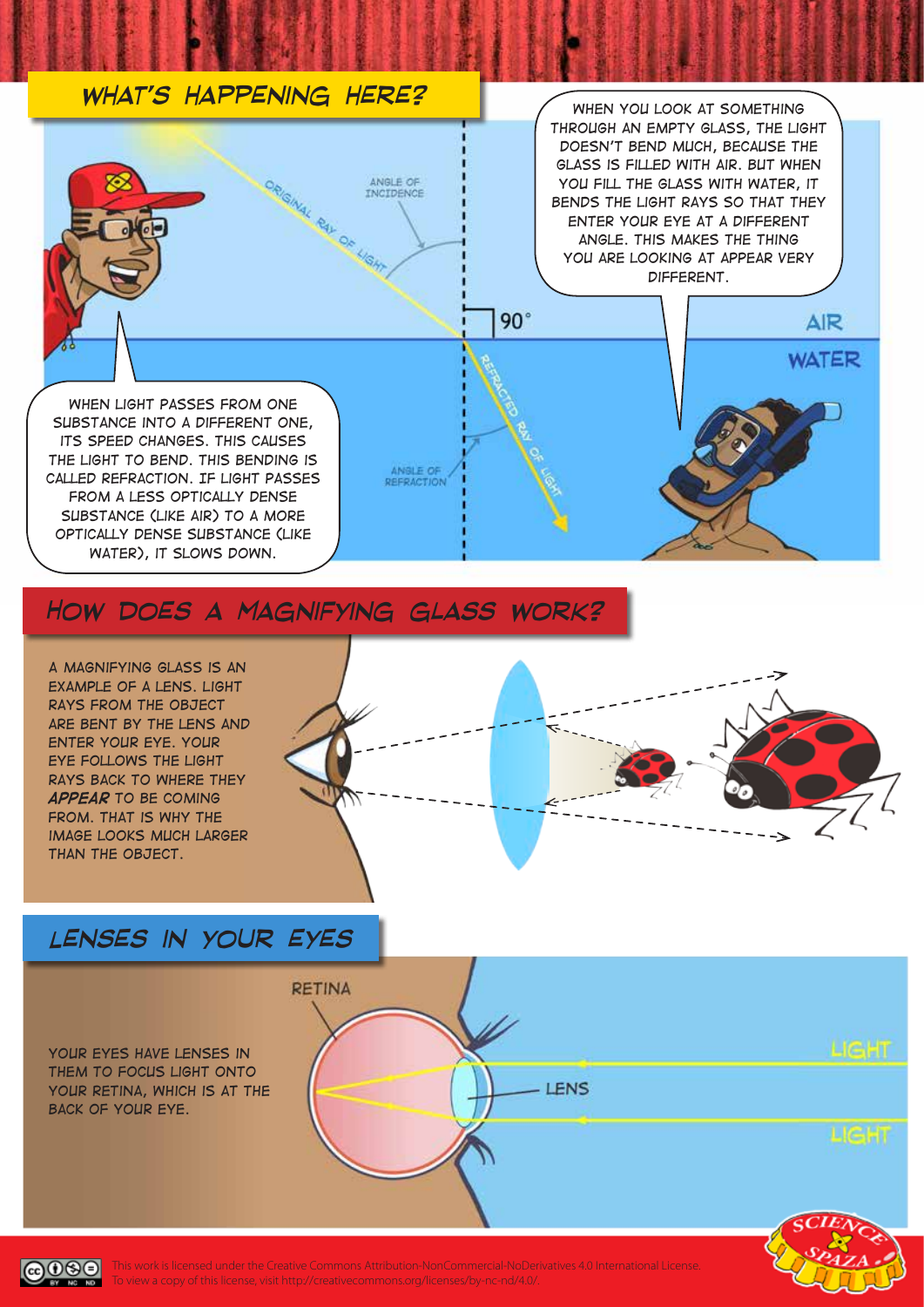## WHAT'S HAPPENING HERE?

WHEN YOU LOOK AT SOMETHING THROUGH AN EMPTY GLASS, THE LIGHT DOESN'T BEND MUCH, BECAUSE THE GLASS IS FILLED WITH AIR. BUT WHEN YOU FILL THE GLASS WITH WATER, IT BENDS THE LIGHT RAYS SO THAT THEY ENTER YOUR EYE AT A DIFFERENT ANGLE. THIS MAKES THE THING YOU ARE LOOKING AT APPEAR VERY DIFFERENT.

ORIGINAL RAY OF LIGHT

ANGLE OF INCIDENCE

90°

AIR

WATER

REFRACTED RAY OF LIGHT

ANGLE OF REFRACTION

WHEN LIGHT PASSES FROM ONE SUBSTANCE INTO A DIFFERENT ONE, ITS SPEED CHANGES. THIS CAUSES THE LIGHT TO BEND. THIS BENDING IS CALLED REFRACTION. IF LIGHT PASSES FROM A LESS OPTICALLY DENSE SUBSTANCE (LIKE AIR) TO A MORE OPTICALLY DENSE SUBSTANCE (LIKE WATER), IT SLOWS DOWN.

## HOW DOES A MAGNIFYING GLASS WORK?

A MAGNIFYING GLASS IS AN EXAMPLE OF A LENS. LIGHT RAYS FROM THE OBJECT ARE BENT BY THE LENS AND ENTER YOUR EYE. YOUR EYE FOLLOWS THE LIGHT RAYS BACK TO WHERE THEY ***APPEAR*** TO BE COMING FROM. THAT IS WHY THE IMAGE LOOKS MUCH LARGER THAN THE OBJECT.

## LENSES IN YOUR EYES

YOUR EYES HAVE LENSES IN THEM TO FOCUS LIGHT ONTO YOUR RETINA, WHICH IS AT THE BACK OF YOUR EYE.

RETINA

LENS

LIGHT

LIGHT

This work is licensed under the Creative Commons Attribution-NonCommercial-NoDerivatives 4.0 International License. To view a copy of this license, visit http://creativecommons.org/licenses/by-nc-nd/4.0/.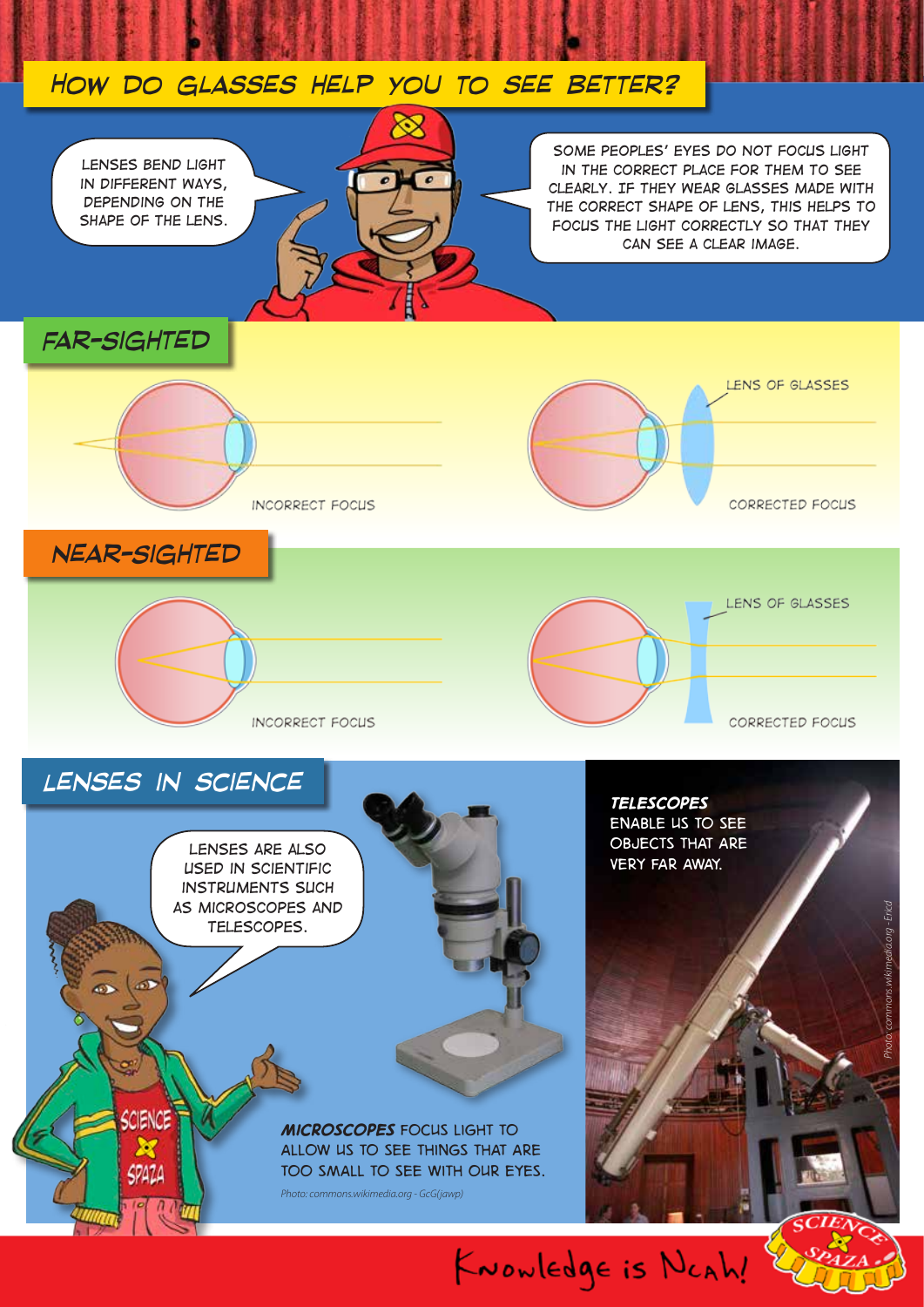# HOW DO GLASSES HELP YOU TO SEE BETTER?

LENSES BEND LIGHT IN DIFFERENT WAYS, DEPENDING ON THE SHAPE OF THE LENS.

SOME PEOPLES' EYES DO NOT FOCUS LIGHT IN THE CORRECT PLACE FOR THEM TO SEE CLEARLY. IF THEY WEAR GLASSES MADE WITH THE CORRECT SHAPE OF LENS, THIS HELPS TO FOCUS THE LIGHT CORRECTLY SO THAT THEY CAN SEE A CLEAR IMAGE.

## FAR-SIGHTED

INCORRECT FOCUS

LENS OF GLASSES

CORRECTED FOCUS

## NEAR-SIGHTED

INCORRECT FOCUS

LENS OF GLASSES

CORRECTED FOCUS

## LENSES IN SCIENCE

LENSES ARE ALSO USED IN SCIENTIFIC INSTRUMENTS SUCH AS MICROSCOPES AND TELESCOPES.

***MICROSCOPES*** FOCUS LIGHT TO ALLOW US TO SEE THINGS THAT ARE TOO SMALL TO SEE WITH OUR EYES.

*Photo: commons.wikimedia.org - GcG(jawp)*

***TELESCOPES*** ENABLE US TO SEE OBJECTS THAT ARE VERY FAR AWAY.

*Photo: commons.wikimedia.org - Ercd*

Knowledge is Neah!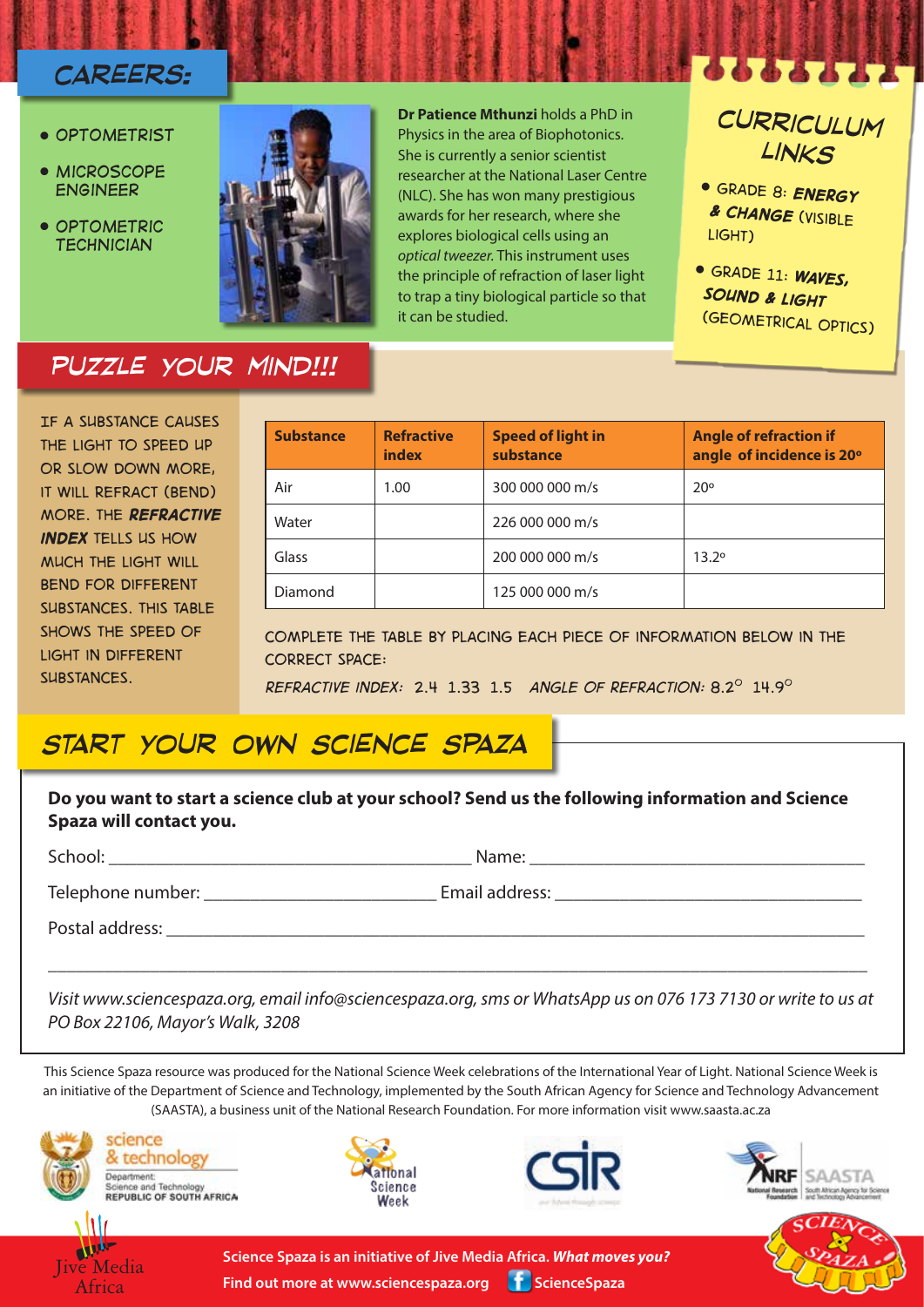## CAREERS:

- OPTOMETRIST
- MICROSCOPE ENGINEER
- OPTOMETRIC TECHNICIAN

**Dr Patience Mthunzi** holds a PhD in Physics in the area of Biophotonics. She is currently a senior scientist researcher at the National Laser Centre (NLC). She has won many prestigious awards for her research, where she explores biological cells using an *optical tweezer.* This instrument uses the principle of refraction of laser light to trap a tiny biological particle so that it can be studied.

## CURRICULUM LINKS

- GRADE 8: ***ENERGY & CHANGE*** (VISIBLE LIGHT)
- GRADE 11: ***WAVES, SOUND & LIGHT*** (GEOMETRICAL OPTICS)

## PUZZLE YOUR MIND!!!

IF A SUBSTANCE CAUSES THE LIGHT TO SPEED UP OR SLOW DOWN MORE, IT WILL REFRACT (BEND) MORE. THE ***REFRACTIVE INDEX*** TELLS US HOW MUCH THE LIGHT WILL BEND FOR DIFFERENT SUBSTANCES. THIS TABLE SHOWS THE SPEED OF LIGHT IN DIFFERENT SUBSTANCES.

| Substance | Refractive index | Speed of light in substance | Angle of refraction if angle of incidence is 20° |
|---|---|---|---|
| Air | 1.00 | 300 000 000 m/s | 20° |
| Water | | 226 000 000 m/s | |
| Glass | | 200 000 000 m/s | 13.2° |
| Diamond | | 125 000 000 m/s | |

COMPLETE THE TABLE BY PLACING EACH PIECE OF INFORMATION BELOW IN THE CORRECT SPACE:

*REFRACTIVE INDEX:* 2.4 1.33 1.5 *ANGLE OF REFRACTION:* 8.2° 14.9°

## START YOUR OWN SCIENCE SPAZA

**Do you want to start a science club at your school? Send us the following information and Science Spaza will contact you.**

School: ______________________ Name: ______________________

Telephone number: ______________________ Email address: ______________________

Postal address: ______________________

______________________

*Visit www.sciencespaza.org, email info@sciencespaza.org, sms or WhatsApp us on 076 173 7130 or write to us at PO Box 22106, Mayor's Walk, 3208*

This Science Spaza resource was produced for the National Science Week celebrations of the International Year of Light. National Science Week is an initiative of the Department of Science and Technology, implemented by the South African Agency for Science and Technology Advancement (SAASTA), a business unit of the National Research Foundation. For more information visit www.saasta.ac.za

science & technology — Department: Science and Technology REPUBLIC OF SOUTH AFRICA

National Science Week

CSIR

NRF National Research Foundation | SAASTA South African Agency for Science and Technology Advancement

Jive Media Africa

**Science Spaza is an initiative of Jive Media Africa. *What moves you?***
**Find out more at www.sciencespaza.org ScienceSpaza**